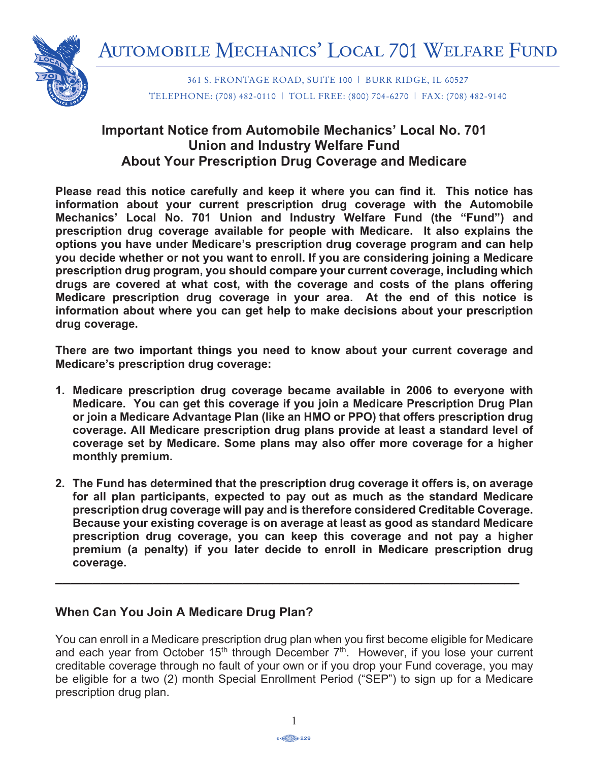# Automobile Mechanics' Local 701 Welfare Fund

361 S. FRONTAGE ROAD, SUITE 100 | BURR RIDGE, IL 60527

TELEPHONE: (708) 482-0110 | TOLL FREE: (800) 704-6270 | FAX: (708) 482-9140

## Important Notice from Automobile Mechanics' Local No. 701 Union and Industry Welfare Fund About Your Prescription Drug Coverage and Medicare

**Please read this notice carefully and keep it where you can find it. This notice has information about your current prescription drug coverage with the Automobile Mechanics' Local No. 701 Union and Industry Welfare Fund (the "Fund") and prescription drug coverage available for people with Medicare. It also explains the options you have under Medicare's prescription drug coverage program and can help you decide whether or not you want to enroll. If you are considering joining a Medicare prescription drug program, you should compare your current coverage, including which drugs are covered at what cost, with the coverage and costs of the plans offering Medicare prescription drug coverage in your area. At the end of this notice is information about where you can get help to make decisions about your prescription drug coverage.**

**There are two important things you need to know about your current coverage and Medicare's prescription drug coverage:**

1. **Medicare prescription drug coverage became available in 2006 to everyone with Medicare. You can get this coverage if you join a Medicare Prescription Drug Plan or join a Medicare Advantage Plan (like an HMO or PPO) that offers prescription drug coverage. All Medicare prescription drug plans provide at least a standard level of coverage set by Medicare. Some plans may also offer more coverage for a higher monthly premium.**
2. **The Fund has determined that the prescription drug coverage it offers is, on average for all plan participants, expected to pay out as much as the standard Medicare prescription drug coverage will pay and is therefore considered Creditable Coverage. Because your existing coverage is on average at least as good as standard Medicare prescription drug coverage, you can keep this coverage and not pay a higher premium (a penalty) if you later decide to enroll in Medicare prescription drug coverage.**

---

### When Can You Join A Medicare Drug Plan?

You can enroll in a Medicare prescription drug plan when you first become eligible for Medicare and each year from October 15th through December 7th. However, if you lose your current creditable coverage through no fault of your own or if you drop your Fund coverage, you may be eligible for a two (2) month Special Enrollment Period ("SEP") to sign up for a Medicare prescription drug plan.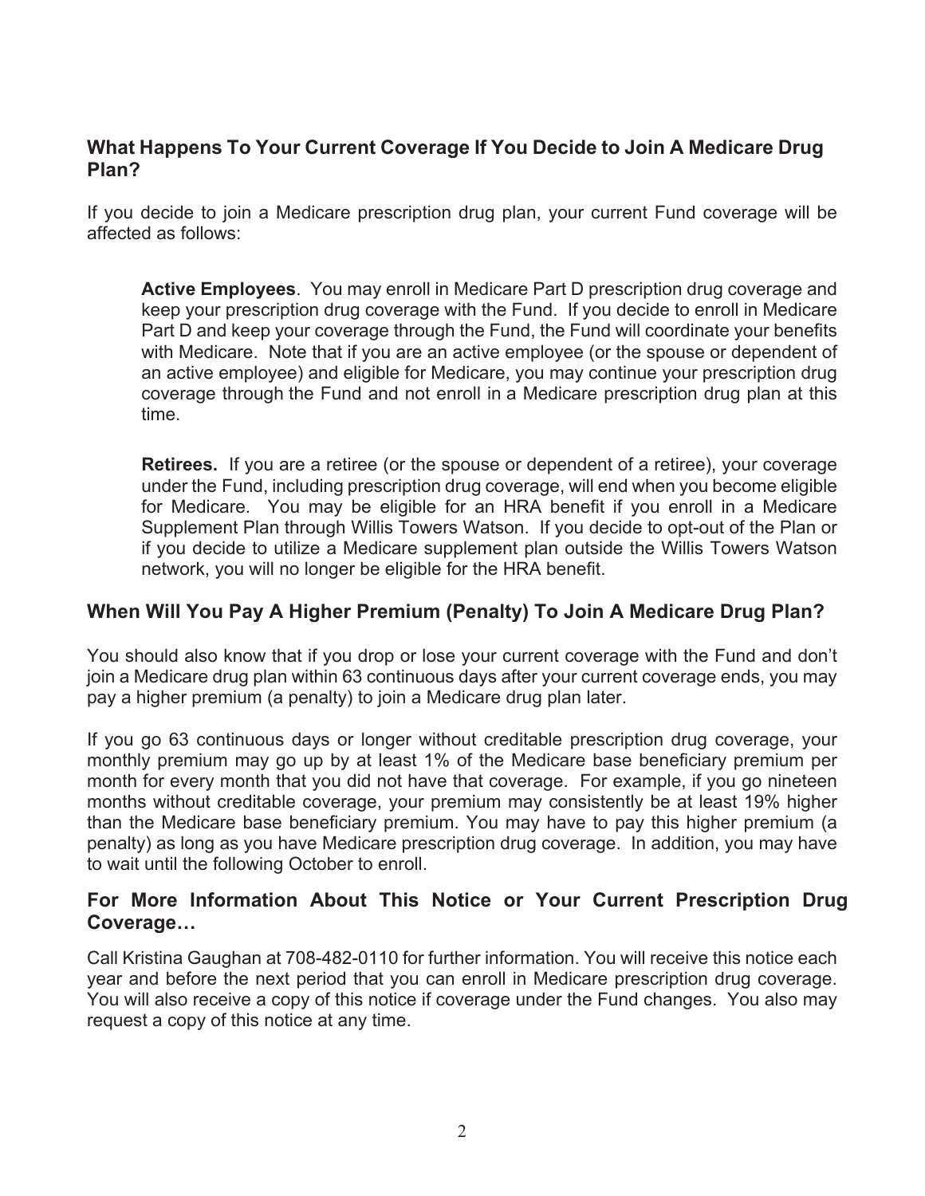## What Happens To Your Current Coverage If You Decide to Join A Medicare Drug Plan?

If you decide to join a Medicare prescription drug plan, your current Fund coverage will be affected as follows:

> **Active Employees**. You may enroll in Medicare Part D prescription drug coverage and keep your prescription drug coverage with the Fund. If you decide to enroll in Medicare Part D and keep your coverage through the Fund, the Fund will coordinate your benefits with Medicare. Note that if you are an active employee (or the spouse or dependent of an active employee) and eligible for Medicare, you may continue your prescription drug coverage through the Fund and not enroll in a Medicare prescription drug plan at this time.
>
> **Retirees.** If you are a retiree (or the spouse or dependent of a retiree), your coverage under the Fund, including prescription drug coverage, will end when you become eligible for Medicare. You may be eligible for an HRA benefit if you enroll in a Medicare Supplement Plan through Willis Towers Watson. If you decide to opt-out of the Plan or if you decide to utilize a Medicare supplement plan outside the Willis Towers Watson network, you will no longer be eligible for the HRA benefit.

## When Will You Pay A Higher Premium (Penalty) To Join A Medicare Drug Plan?

You should also know that if you drop or lose your current coverage with the Fund and don't join a Medicare drug plan within 63 continuous days after your current coverage ends, you may pay a higher premium (a penalty) to join a Medicare drug plan later.

If you go 63 continuous days or longer without creditable prescription drug coverage, your monthly premium may go up by at least 1% of the Medicare base beneficiary premium per month for every month that you did not have that coverage. For example, if you go nineteen months without creditable coverage, your premium may consistently be at least 19% higher than the Medicare base beneficiary premium. You may have to pay this higher premium (a penalty) as long as you have Medicare prescription drug coverage. In addition, you may have to wait until the following October to enroll.

## For More Information About This Notice or Your Current Prescription Drug Coverage…

Call Kristina Gaughan at 708-482-0110 for further information. You will receive this notice each year and before the next period that you can enroll in Medicare prescription drug coverage. You will also receive a copy of this notice if coverage under the Fund changes. You also may request a copy of this notice at any time.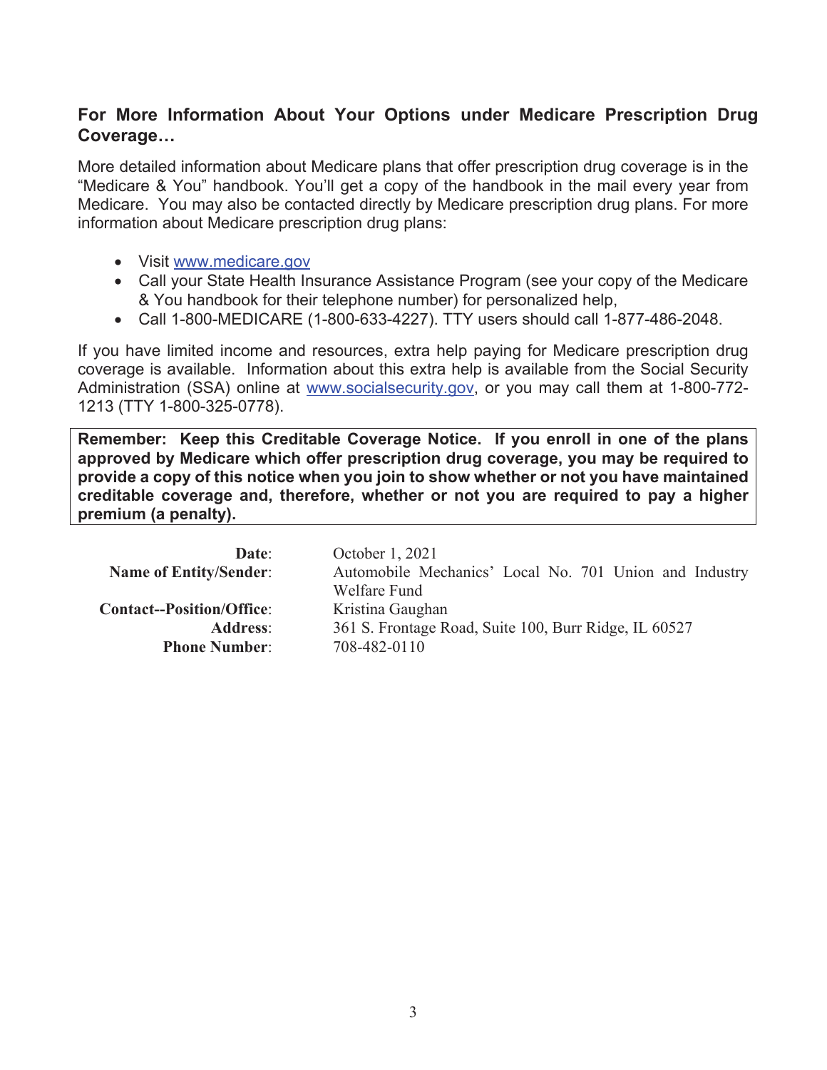## For More Information About Your Options under Medicare Prescription Drug Coverage…

More detailed information about Medicare plans that offer prescription drug coverage is in the "Medicare & You" handbook. You'll get a copy of the handbook in the mail every year from Medicare. You may also be contacted directly by Medicare prescription drug plans. For more information about Medicare prescription drug plans:

- Visit www.medicare.gov
- Call your State Health Insurance Assistance Program (see your copy of the Medicare & You handbook for their telephone number) for personalized help,
- Call 1-800-MEDICARE (1-800-633-4227). TTY users should call 1-877-486-2048.

If you have limited income and resources, extra help paying for Medicare prescription drug coverage is available. Information about this extra help is available from the Social Security Administration (SSA) online at www.socialsecurity.gov, or you may call them at 1-800-772-1213 (TTY 1-800-325-0778).

**Remember: Keep this Creditable Coverage Notice. If you enroll in one of the plans approved by Medicare which offer prescription drug coverage, you may be required to provide a copy of this notice when you join to show whether or not you have maintained creditable coverage and, therefore, whether or not you are required to pay a higher premium (a penalty).**

| | |
|---|---|
| **Date**: | October 1, 2021 |
| **Name of Entity/Sender**: | Automobile Mechanics' Local No. 701 Union and Industry Welfare Fund |
| **Contact--Position/Office**: | Kristina Gaughan |
| **Address**: | 361 S. Frontage Road, Suite 100, Burr Ridge, IL 60527 |
| **Phone Number**: | 708-482-0110 |